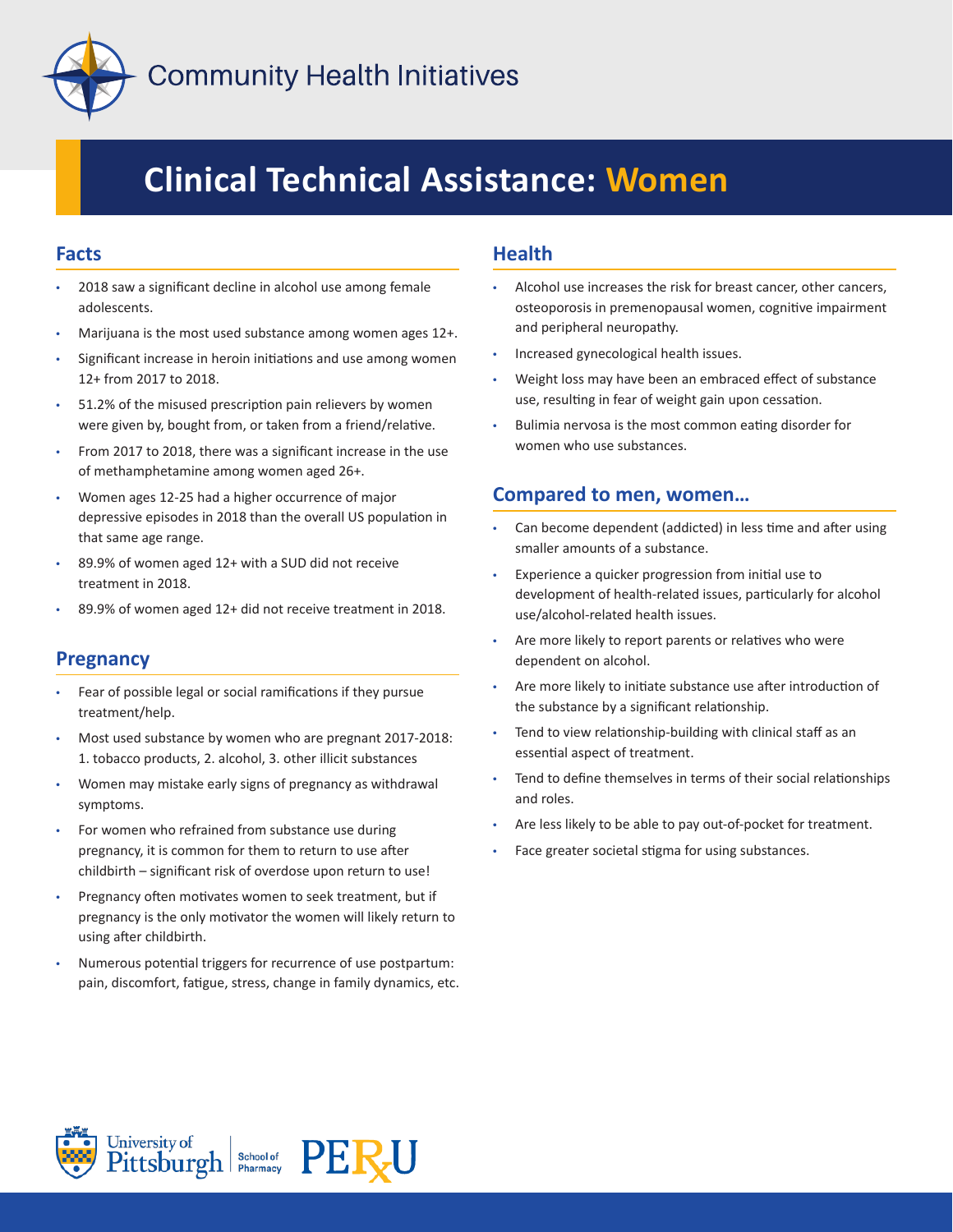Community Health Initiatives

# Clinical Technical Assistance: Women

## Facts

- 2018 saw a significant decline in alcohol use among female adolescents.
- Marijuana is the most used substance among women ages 12+.
- Significant increase in heroin initiations and use among women 12+ from 2017 to 2018.
- 51.2% of the misused prescription pain relievers by women were given by, bought from, or taken from a friend/relative.
- From 2017 to 2018, there was a significant increase in the use of methamphetamine among women aged 26+.
- Women ages 12-25 had a higher occurrence of major depressive episodes in 2018 than the overall US population in that same age range.
- 89.9% of women aged 12+ with a SUD did not receive treatment in 2018.
- 89.9% of women aged 12+ did not receive treatment in 2018.

## Pregnancy

- Fear of possible legal or social ramifications if they pursue treatment/help.
- Most used substance by women who are pregnant 2017-2018: 1. tobacco products, 2. alcohol, 3. other illicit substances
- Women may mistake early signs of pregnancy as withdrawal symptoms.
- For women who refrained from substance use during pregnancy, it is common for them to return to use after childbirth – significant risk of overdose upon return to use!
- Pregnancy often motivates women to seek treatment, but if pregnancy is the only motivator the women will likely return to using after childbirth.
- Numerous potential triggers for recurrence of use postpartum: pain, discomfort, fatigue, stress, change in family dynamics, etc.

## Health

- Alcohol use increases the risk for breast cancer, other cancers, osteoporosis in premenopausal women, cognitive impairment and peripheral neuropathy.
- Increased gynecological health issues.
- Weight loss may have been an embraced effect of substance use, resulting in fear of weight gain upon cessation.
- Bulimia nervosa is the most common eating disorder for women who use substances.

## Compared to men, women…

- Can become dependent (addicted) in less time and after using smaller amounts of a substance.
- Experience a quicker progression from initial use to development of health-related issues, particularly for alcohol use/alcohol-related health issues.
- Are more likely to report parents or relatives who were dependent on alcohol.
- Are more likely to initiate substance use after introduction of the substance by a significant relationship.
- Tend to view relationship-building with clinical staff as an essential aspect of treatment.
- Tend to define themselves in terms of their social relationships and roles.
- Are less likely to be able to pay out-of-pocket for treatment.
- Face greater societal stigma for using substances.

University of Pittsburgh | School of Pharmacy PERxU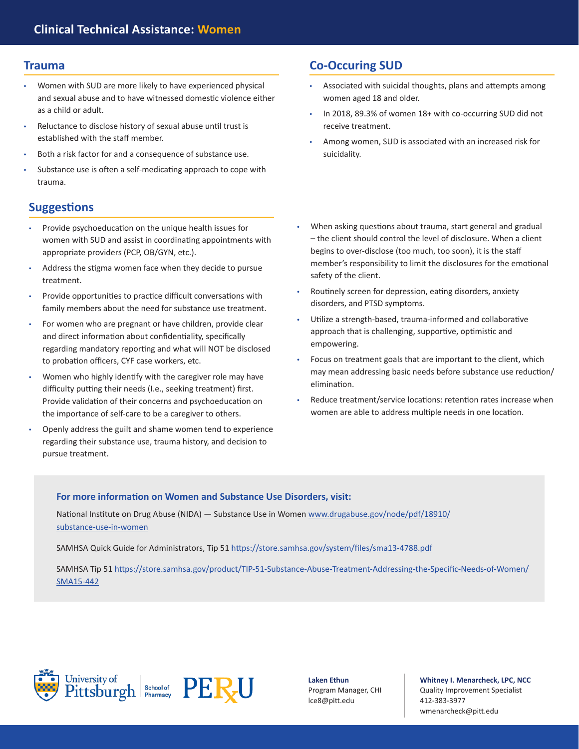# Clinical Technical Assistance: Women

## Trauma

- Women with SUD are more likely to have experienced physical and sexual abuse and to have witnessed domestic violence either as a child or adult.
- Reluctance to disclose history of sexual abuse until trust is established with the staff member.
- Both a risk factor for and a consequence of substance use.
- Substance use is often a self-medicating approach to cope with trauma.

## Co-Occuring SUD

- Associated with suicidal thoughts, plans and attempts among women aged 18 and older.
- In 2018, 89.3% of women 18+ with co-occurring SUD did not receive treatment.
- Among women, SUD is associated with an increased risk for suicidality.

## Suggestions

- Provide psychoeducation on the unique health issues for women with SUD and assist in coordinating appointments with appropriate providers (PCP, OB/GYN, etc.).
- Address the stigma women face when they decide to pursue treatment.
- Provide opportunities to practice difficult conversations with family members about the need for substance use treatment.
- For women who are pregnant or have children, provide clear and direct information about confidentiality, specifically regarding mandatory reporting and what will NOT be disclosed to probation officers, CYF case workers, etc.
- Women who highly identify with the caregiver role may have difficulty putting their needs (I.e., seeking treatment) first. Provide validation of their concerns and psychoeducation on the importance of self-care to be a caregiver to others.
- Openly address the guilt and shame women tend to experience regarding their substance use, trauma history, and decision to pursue treatment.
- When asking questions about trauma, start general and gradual – the client should control the level of disclosure. When a client begins to over-disclose (too much, too soon), it is the staff member's responsibility to limit the disclosures for the emotional safety of the client.
- Routinely screen for depression, eating disorders, anxiety disorders, and PTSD symptoms.
- Utilize a strength-based, trauma-informed and collaborative approach that is challenging, supportive, optimistic and empowering.
- Focus on treatment goals that are important to the client, which may mean addressing basic needs before substance use reduction/elimination.
- Reduce treatment/service locations: retention rates increase when women are able to address multiple needs in one location.

**For more information on Women and Substance Use Disorders, visit:**

National Institute on Drug Abuse (NIDA) — Substance Use in Women www.drugabuse.gov/node/pdf/18910/substance-use-in-women

SAMHSA Quick Guide for Administrators, Tip 51 https://store.samhsa.gov/system/files/sma13-4788.pdf

SAMHSA Tip 51 https://store.samhsa.gov/product/TIP-51-Substance-Abuse-Treatment-Addressing-the-Specific-Needs-of-Women/SMA15-442

University of Pittsburgh School of Pharmacy | PERU

**Laken Ethun**
Program Manager, CHI
lce8@pitt.edu

**Whitney I. Menarcheck, LPC, NCC**
Quality Improvement Specialist
412-383-3977
wmenarcheck@pitt.edu